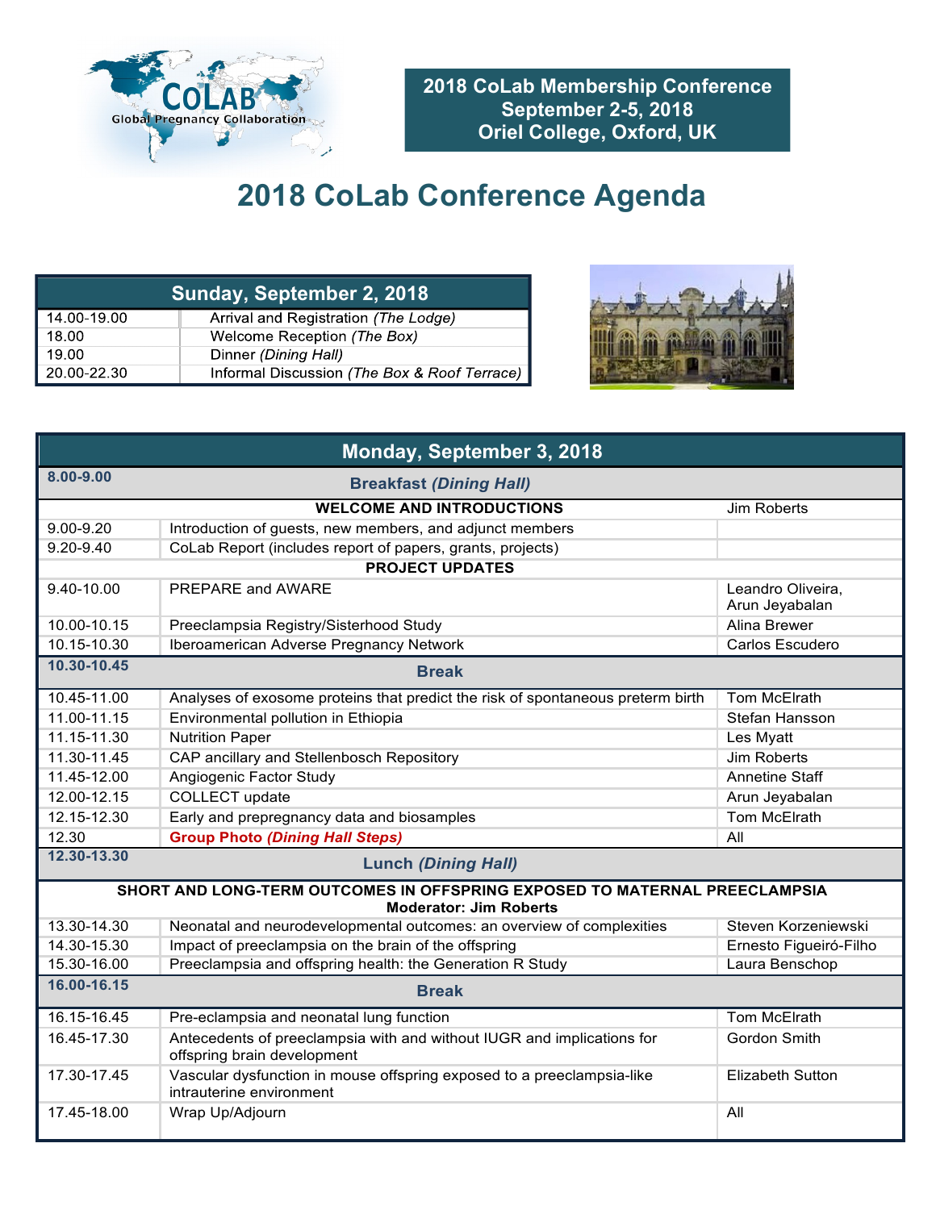**2018 CoLab Membership Conference**
**September 2-5, 2018**
**Oriel College, Oxford, UK**

# 2018 CoLab Conference Agenda

| Sunday, September 2, 2018 | |
|---|---|
| 14.00-19.00 | Arrival and Registration *(The Lodge)* |
| 18.00 | Welcome Reception *(The Box)* |
| 19.00 | Dinner *(Dining Hall)* |
| 20.00-22.30 | Informal Discussion *(The Box & Roof Terrace)* |

| Monday, September 3, 2018 | | |
|---|---|---|
| **8.00-9.00** | **Breakfast *(Dining Hall)*** | |
| | **WELCOME AND INTRODUCTIONS** | Jim Roberts |
| 9.00-9.20 | Introduction of guests, new members, and adjunct members | |
| 9.20-9.40 | CoLab Report (includes report of papers, grants, projects) | |
| | **PROJECT UPDATES** | |
| 9.40-10.00 | PREPARE and AWARE | Leandro Oliveira, Arun Jeyabalan |
| 10.00-10.15 | Preeclampsia Registry/Sisterhood Study | Alina Brewer |
| 10.15-10.30 | Iberoamerican Adverse Pregnancy Network | Carlos Escudero |
| **10.30-10.45** | **Break** | |
| 10.45-11.00 | Analyses of exosome proteins that predict the risk of spontaneous preterm birth | Tom McElrath |
| 11.00-11.15 | Environmental pollution in Ethiopia | Stefan Hansson |
| 11.15-11.30 | Nutrition Paper | Les Myatt |
| 11.30-11.45 | CAP ancillary and Stellenbosch Repository | Jim Roberts |
| 11.45-12.00 | Angiogenic Factor Study | Annetine Staff |
| 12.00-12.15 | COLLECT update | Arun Jeyabalan |
| 12.15-12.30 | Early and prepregnancy data and biosamples | Tom McElrath |
| 12.30 | **Group Photo *(Dining Hall Steps)*** | All |
| **12.30-13.30** | **Lunch *(Dining Hall)*** | |
| | **SHORT AND LONG-TERM OUTCOMES IN OFFSPRING EXPOSED TO MATERNAL PREECLAMPSIA Moderator: Jim Roberts** | |
| 13.30-14.30 | Neonatal and neurodevelopmental outcomes: an overview of complexities | Steven Korzeniewski |
| 14.30-15.30 | Impact of preeclampsia on the brain of the offspring | Ernesto Figueiró-Filho |
| 15.30-16.00 | Preeclampsia and offspring health: the Generation R Study | Laura Benschop |
| **16.00-16.15** | **Break** | |
| 16.15-16.45 | Pre-eclampsia and neonatal lung function | Tom McElrath |
| 16.45-17.30 | Antecedents of preeclampsia with and without IUGR and implications for offspring brain development | Gordon Smith |
| 17.30-17.45 | Vascular dysfunction in mouse offspring exposed to a preeclampsia-like intrauterine environment | Elizabeth Sutton |
| 17.45-18.00 | Wrap Up/Adjourn | All |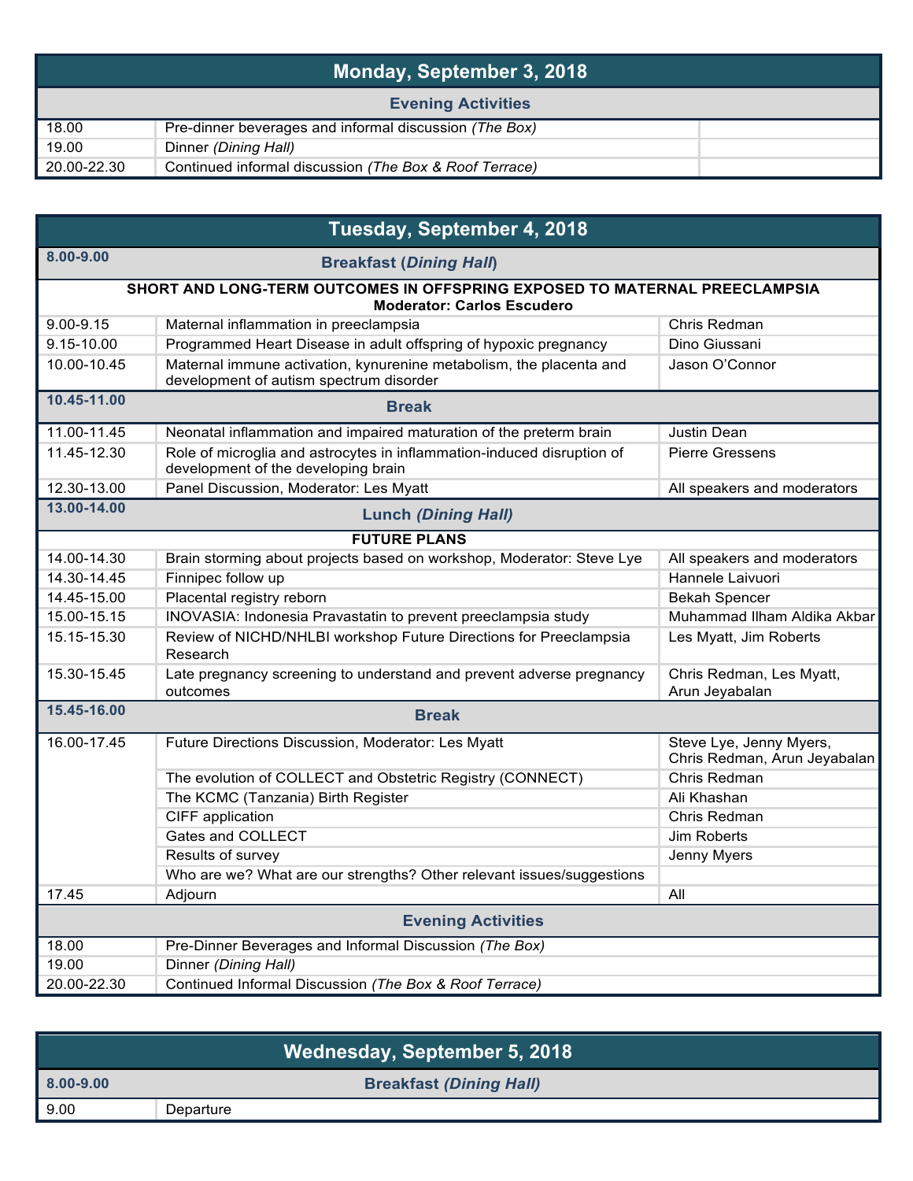## Monday, September 3, 2018

| | | |
|---|---|---|
| **Evening Activities** | | |
| 18.00 | Pre-dinner beverages and informal discussion *(The Box)* | |
| 19.00 | Dinner *(Dining Hall)* | |
| 20.00-22.30 | Continued informal discussion *(The Box & Roof Terrace)* | |

## Tuesday, September 4, 2018

| | | |
|---|---|---|
| **8.00-9.00** | **Breakfast (*Dining Hall*)** | |
| **SHORT AND LONG-TERM OUTCOMES IN OFFSPRING EXPOSED TO MATERNAL PREECLAMPSIA**<br>**Moderator: Carlos Escudero** | | |
| 9.00-9.15 | Maternal inflammation in preeclampsia | Chris Redman |
| 9.15-10.00 | Programmed Heart Disease in adult offspring of hypoxic pregnancy | Dino Giussani |
| 10.00-10.45 | Maternal immune activation, kynurenine metabolism, the placenta and development of autism spectrum disorder | Jason O'Connor |
| **10.45-11.00** | **Break** | |
| 11.00-11.45 | Neonatal inflammation and impaired maturation of the preterm brain | Justin Dean |
| 11.45-12.30 | Role of microglia and astrocytes in inflammation-induced disruption of development of the developing brain | Pierre Gressens |
| 12.30-13.00 | Panel Discussion, Moderator: Les Myatt | All speakers and moderators |
| **13.00-14.00** | **Lunch *(Dining Hall)*** | |
| **FUTURE PLANS** | | |
| 14.00-14.30 | Brain storming about projects based on workshop, Moderator: Steve Lye | All speakers and moderators |
| 14.30-14.45 | Finnipec follow up | Hannele Laivuori |
| 14.45-15.00 | Placental registry reborn | Bekah Spencer |
| 15.00-15.15 | INOVASIA: Indonesia Pravastatin to prevent preeclampsia study | Muhammad Ilham Aldika Akbar |
| 15.15-15.30 | Review of NICHD/NHLBI workshop Future Directions for Preeclampsia Research | Les Myatt, Jim Roberts |
| 15.30-15.45 | Late pregnancy screening to understand and prevent adverse pregnancy outcomes | Chris Redman, Les Myatt, Arun Jeyabalan |
| **15.45-16.00** | **Break** | |
| 16.00-17.45 | Future Directions Discussion, Moderator: Les Myatt | Steve Lye, Jenny Myers, Chris Redman, Arun Jeyabalan |
| | The evolution of COLLECT and Obstetric Registry (CONNECT) | Chris Redman |
| | The KCMC (Tanzania) Birth Register | Ali Khashan |
| | CIFF application | Chris Redman |
| | Gates and COLLECT | Jim Roberts |
| | Results of survey | Jenny Myers |
| | Who are we? What are our strengths? Other relevant issues/suggestions | |
| 17.45 | Adjourn | All |
| **Evening Activities** | | |
| 18.00 | Pre-Dinner Beverages and Informal Discussion *(The Box)* | |
| 19.00 | Dinner *(Dining Hall)* | |
| 20.00-22.30 | Continued Informal Discussion *(The Box & Roof Terrace)* | |

## Wednesday, September 5, 2018

| | |
|---|---|
| **8.00-9.00** | **Breakfast *(Dining Hall)*** |
| 9.00 | Departure |